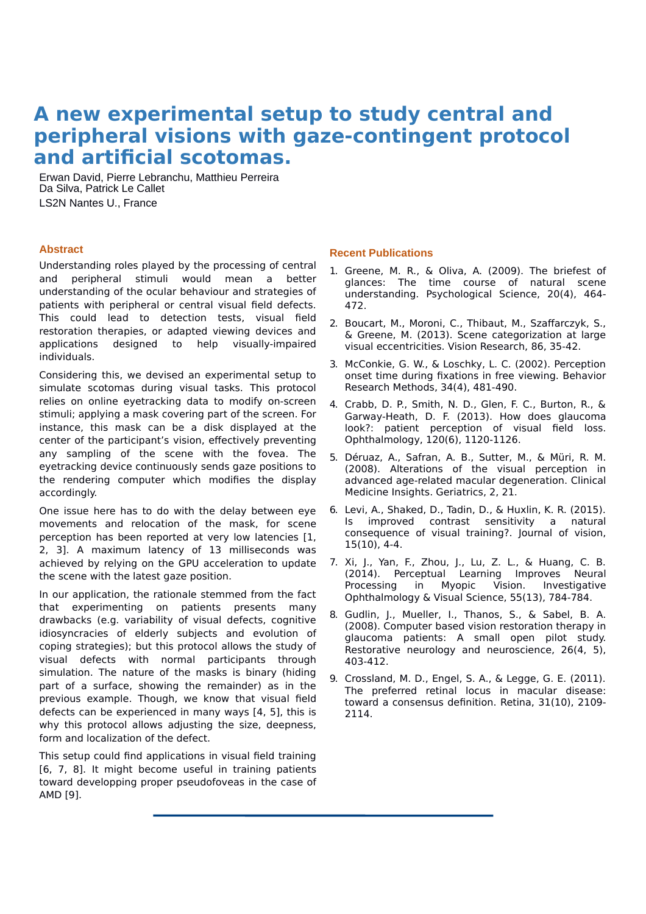# A new experimental setup to study central and peripheral visions with gaze-contingent protocol and artificial scotomas.

Erwan David, Pierre Lebranchu, Matthieu Perreira Da Silva, Patrick Le Callet

LS2N Nantes U., France

## Abstract

Understanding roles played by the processing of central and peripheral stimuli would mean a better understanding of the ocular behaviour and strategies of patients with peripheral or central visual field defects. This could lead to detection tests, visual field restoration therapies, or adapted viewing devices and applications designed to help visually-impaired individuals.

Considering this, we devised an experimental setup to simulate scotomas during visual tasks. This protocol relies on online eyetracking data to modify on-screen stimuli; applying a mask covering part of the screen. For instance, this mask can be a disk displayed at the center of the participant's vision, effectively preventing any sampling of the scene with the fovea. The eyetracking device continuously sends gaze positions to the rendering computer which modifies the display accordingly.

One issue here has to do with the delay between eye movements and relocation of the mask, for scene perception has been reported at very low latencies [1, 2, 3]. A maximum latency of 13 milliseconds was achieved by relying on the GPU acceleration to update the scene with the latest gaze position.

In our application, the rationale stemmed from the fact that experimenting on patients presents many drawbacks (e.g. variability of visual defects, cognitive idiosyncracies of elderly subjects and evolution of coping strategies); but this protocol allows the study of visual defects with normal participants through simulation. The nature of the masks is binary (hiding part of a surface, showing the remainder) as in the previous example. Though, we know that visual field defects can be experienced in many ways [4, 5], this is why this protocol allows adjusting the size, deepness, form and localization of the defect.

This setup could find applications in visual field training [6, 7, 8]. It might become useful in training patients toward developping proper pseudofoveas in the case of AMD [9].

## Recent Publications

1. Greene, M. R., & Oliva, A. (2009). The briefest of glances: The time course of natural scene understanding. Psychological Science, 20(4), 464-472.
2. Boucart, M., Moroni, C., Thibaut, M., Szaffarczyk, S., & Greene, M. (2013). Scene categorization at large visual eccentricities. Vision Research, 86, 35-42.
3. McConkie, G. W., & Loschky, L. C. (2002). Perception onset time during fixations in free viewing. Behavior Research Methods, 34(4), 481-490.
4. Crabb, D. P., Smith, N. D., Glen, F. C., Burton, R., & Garway-Heath, D. F. (2013). How does glaucoma look?: patient perception of visual field loss. Ophthalmology, 120(6), 1120-1126.
5. Déruaz, A., Safran, A. B., Sutter, M., & Müri, R. M. (2008). Alterations of the visual perception in advanced age-related macular degeneration. Clinical Medicine Insights. Geriatrics, 2, 21.
6. Levi, A., Shaked, D., Tadin, D., & Huxlin, K. R. (2015). Is improved contrast sensitivity a natural consequence of visual training?. Journal of vision, 15(10), 4-4.
7. Xi, J., Yan, F., Zhou, J., Lu, Z. L., & Huang, C. B. (2014). Perceptual Learning Improves Neural Processing in Myopic Vision. Investigative Ophthalmology & Visual Science, 55(13), 784-784.
8. Gudlin, J., Mueller, I., Thanos, S., & Sabel, B. A. (2008). Computer based vision restoration therapy in glaucoma patients: A small open pilot study. Restorative neurology and neuroscience, 26(4, 5), 403-412.
9. Crossland, M. D., Engel, S. A., & Legge, G. E. (2011). The preferred retinal locus in macular disease: toward a consensus definition. Retina, 31(10), 2109-2114.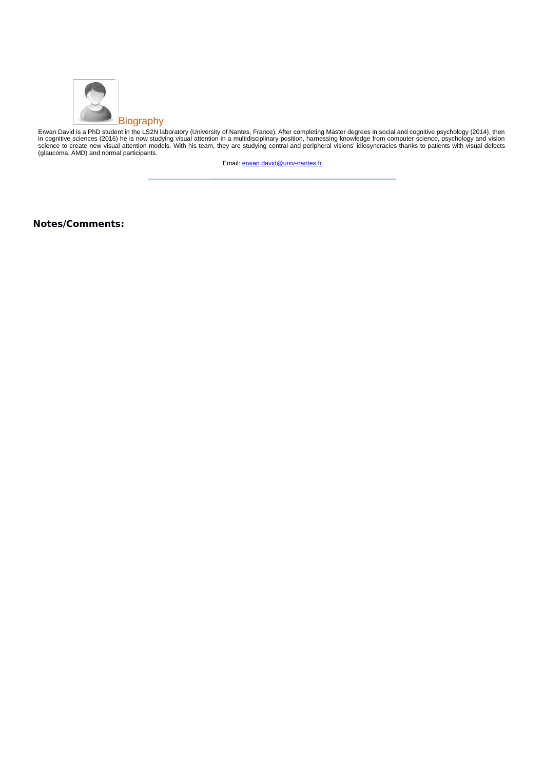## Biography

Erwan David is a PhD student in the LS2N laboratory (University of Nantes, France). After completing Master degrees in social and cognitive psychology (2014), then in cognitive sciences (2016) he is now studying visual attention in a multidisciplinary position, harnessing knowledge from computer science, psychology and vision science to create new visual attention models. With his team, they are studying central and peripheral visions' idiosyncracies thanks to patients with visual defects (glaucoma, AMD) and normal participants.

Email: erwan.david@univ-nantes.fr

---

**Notes/Comments:**